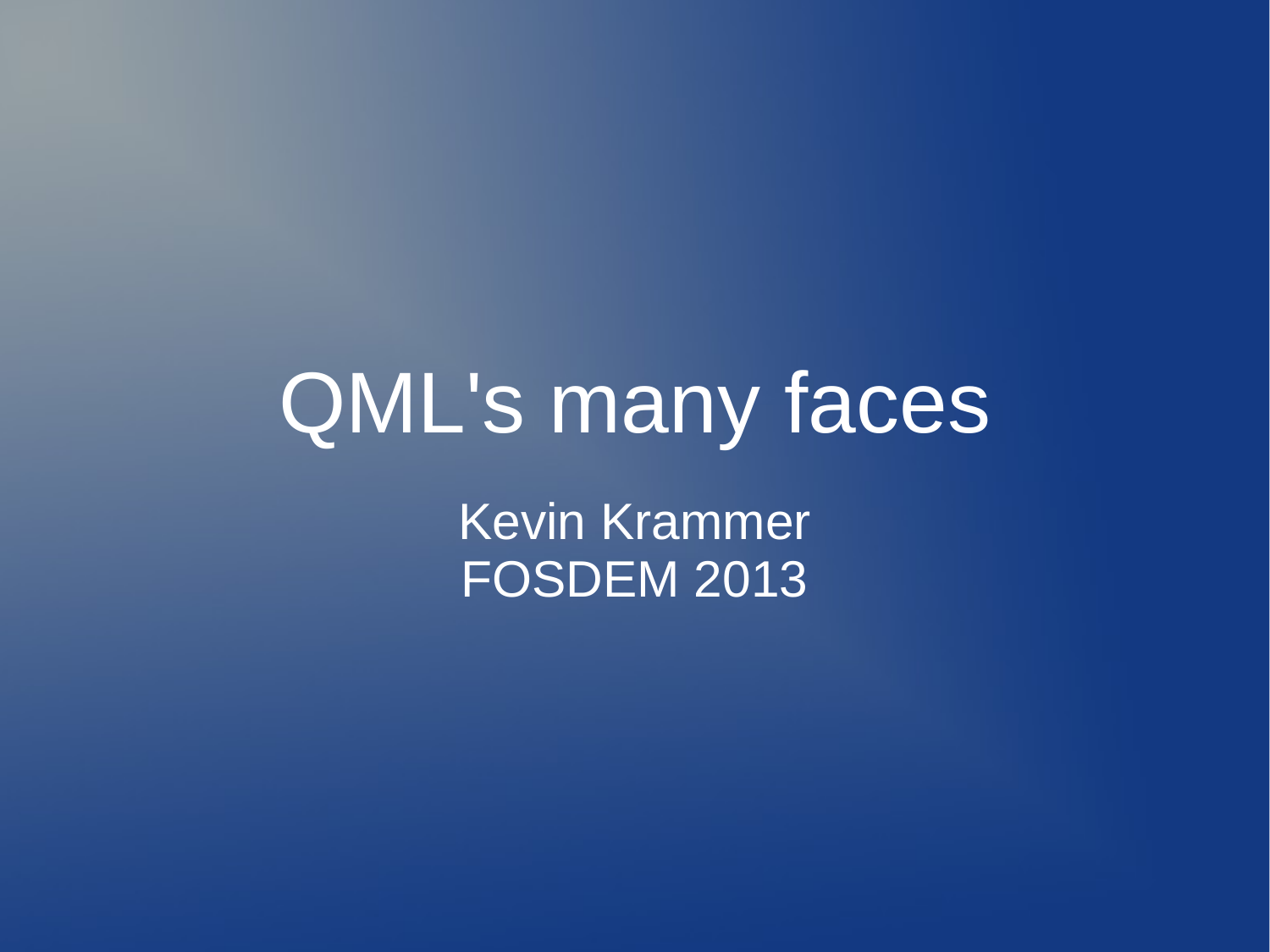# QML's many faces

Kevin Krammer

FOSDEM 2013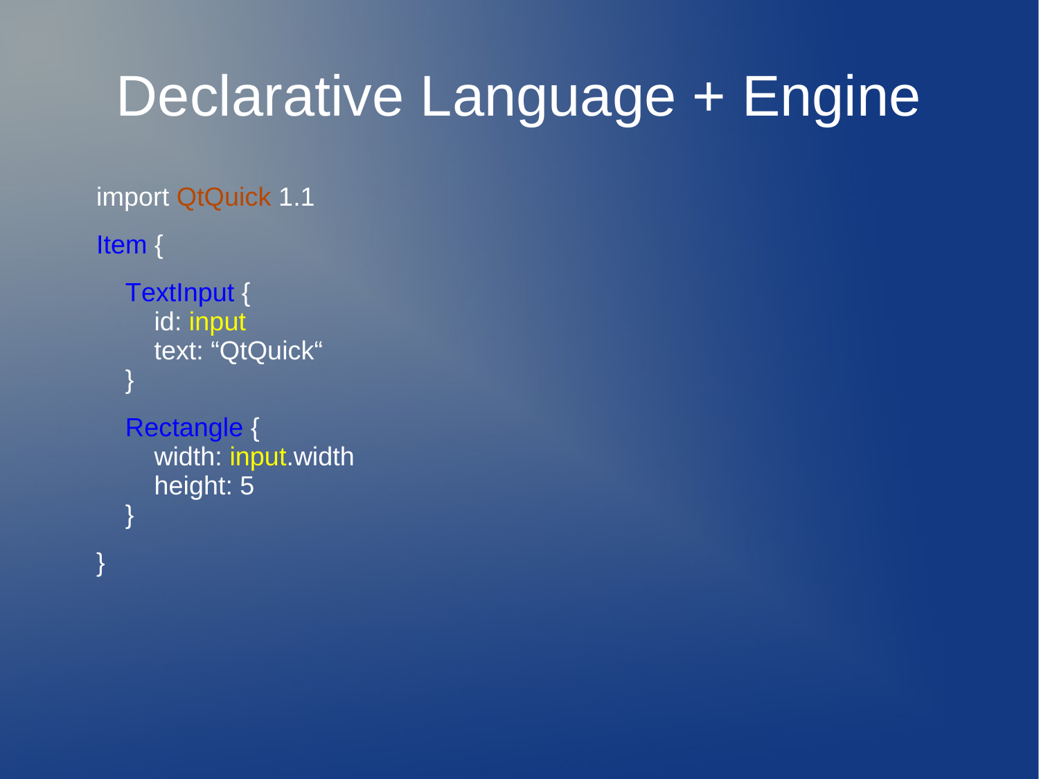# Declarative Language + Engine

```
import QtQuick 1.1

Item {

    TextInput {
        id: input
        text: “QtQuick“
    }

    Rectangle {
        width: input.width
        height: 5
    }

}
```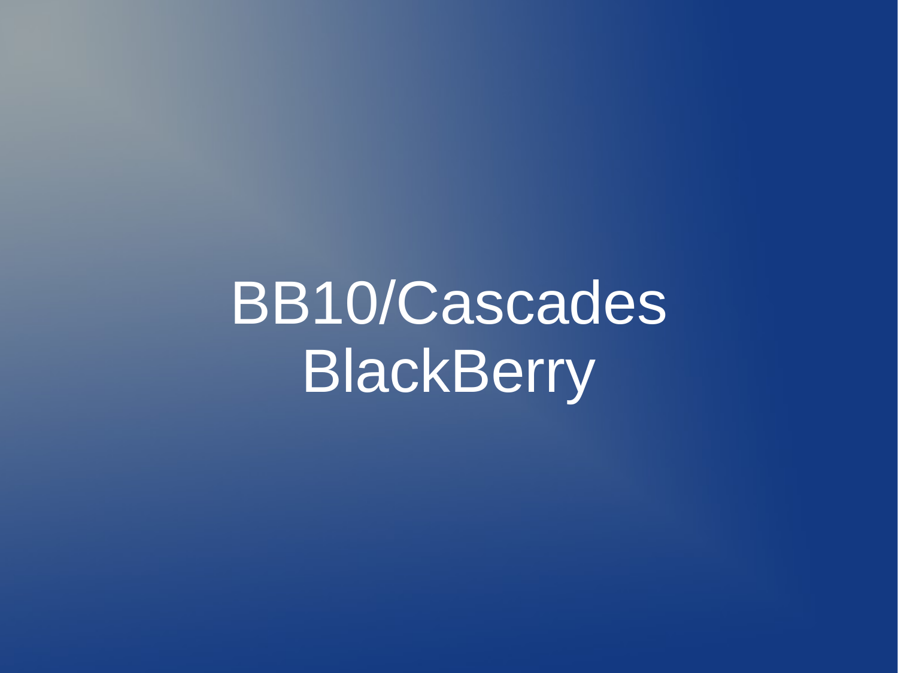# BB10/Cascades BlackBerry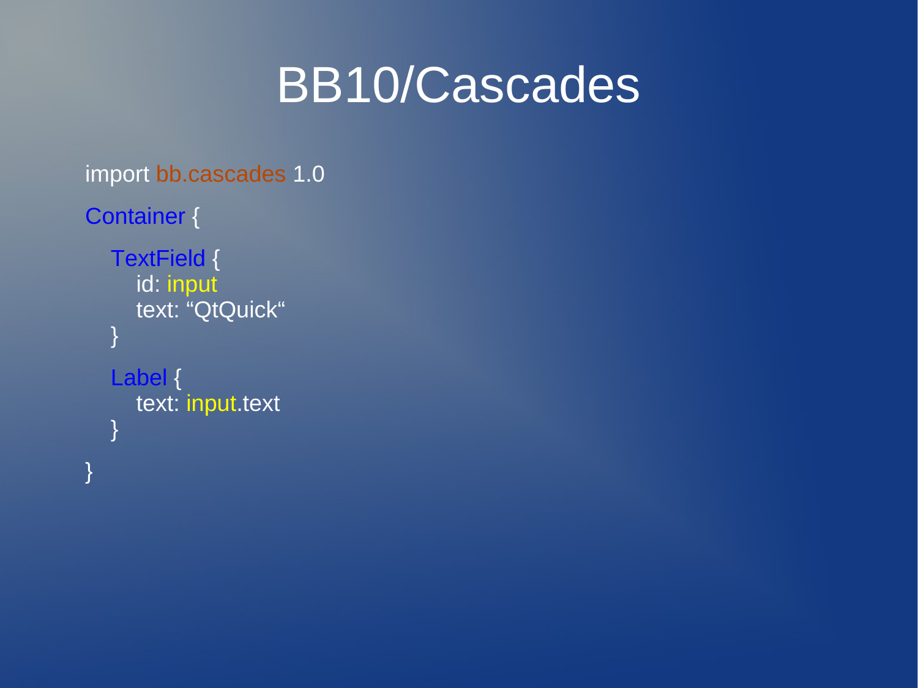# BB10/Cascades

```
import bb.cascades 1.0

Container {

   TextField {
      id: input
      text: “QtQuick“
   }

   Label {
      text: input.text
   }

}
```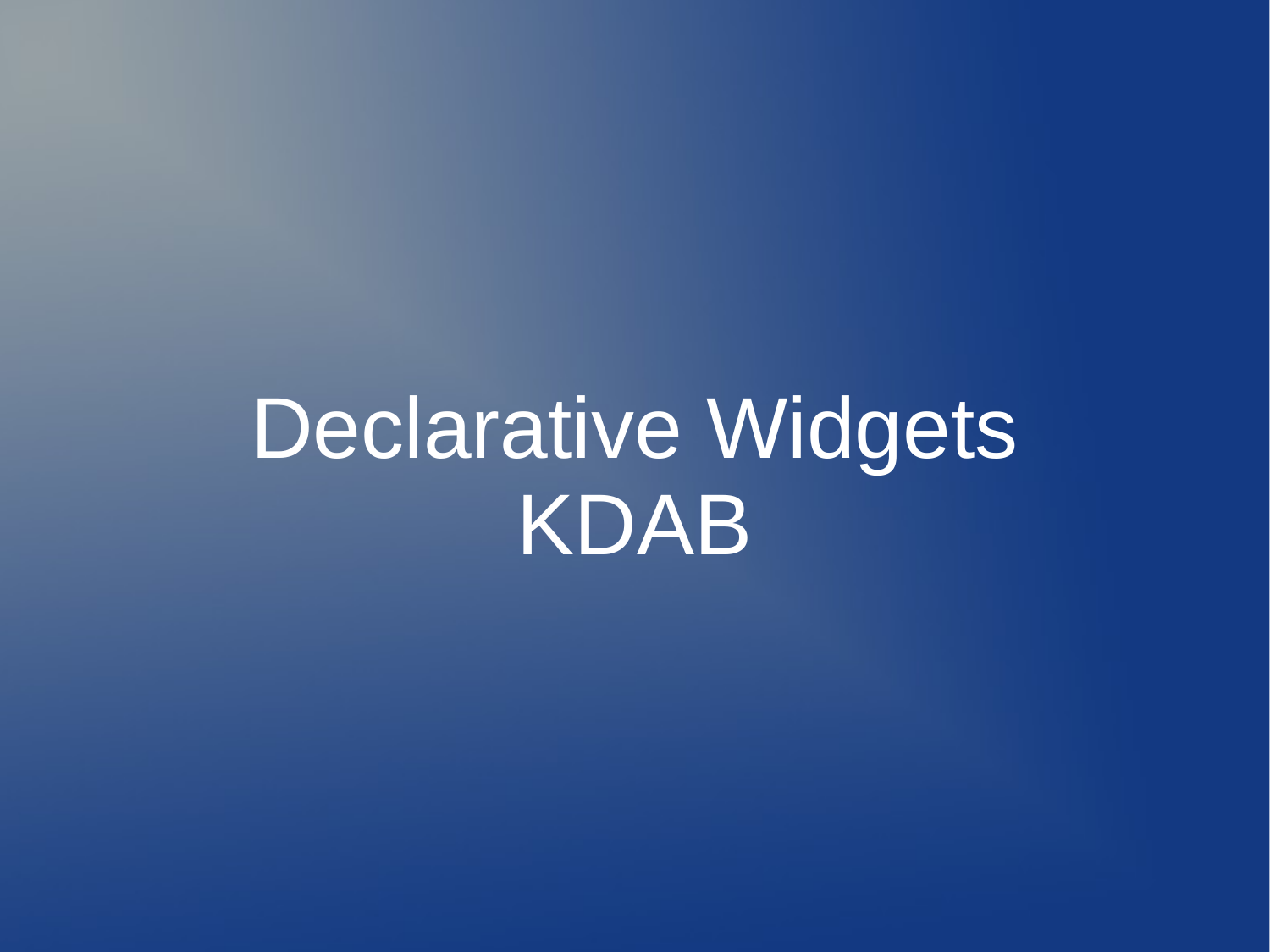# Declarative Widgets
# KDAB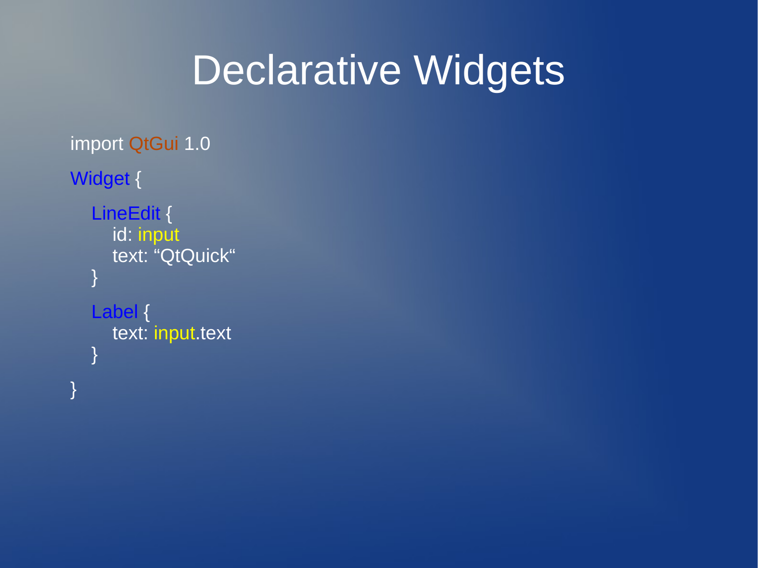# Declarative Widgets

```
import QtGui 1.0

Widget {

   LineEdit {
      id: input
      text: “QtQuick“
   }

   Label {
      text: input.text
   }

}
```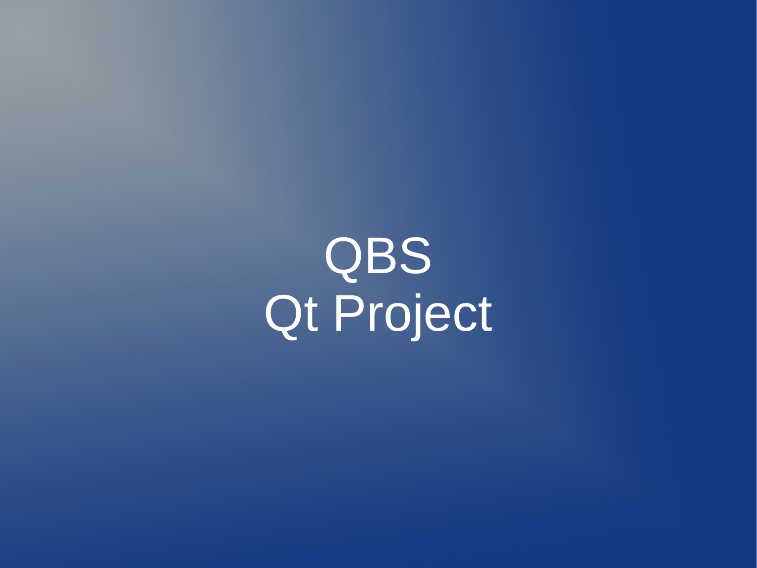# QBS
# Qt Project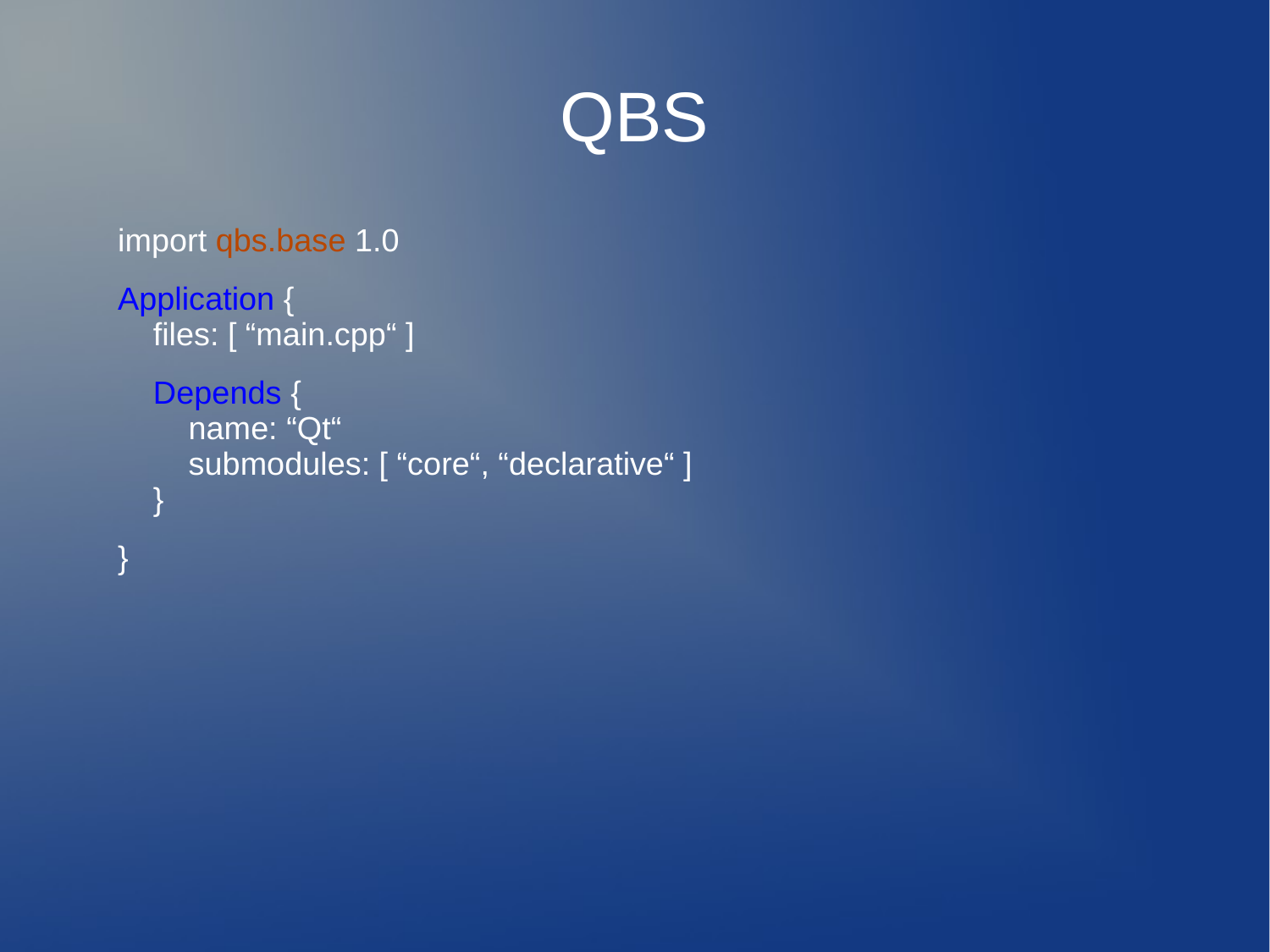# QBS

```
import qbs.base 1.0

Application {
   files: [ “main.cpp“ ]

   Depends {
      name: “Qt“
      submodules: [ “core“, “declarative“ ]
   }

}
```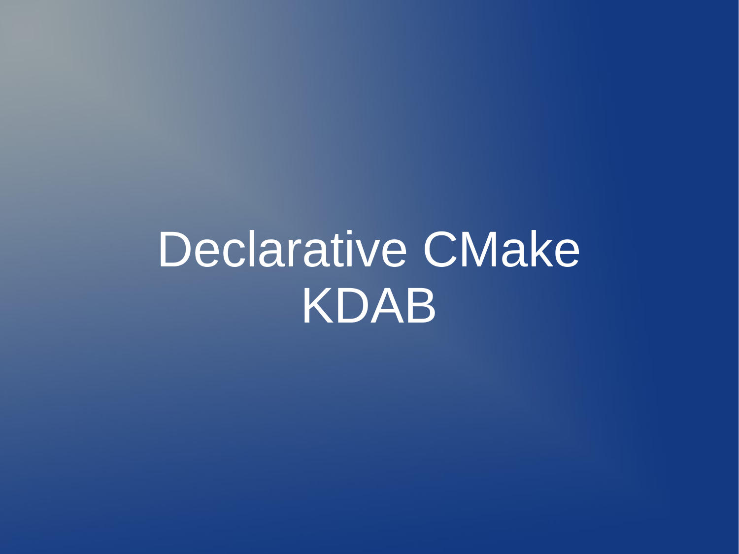# Declarative CMake
KDAB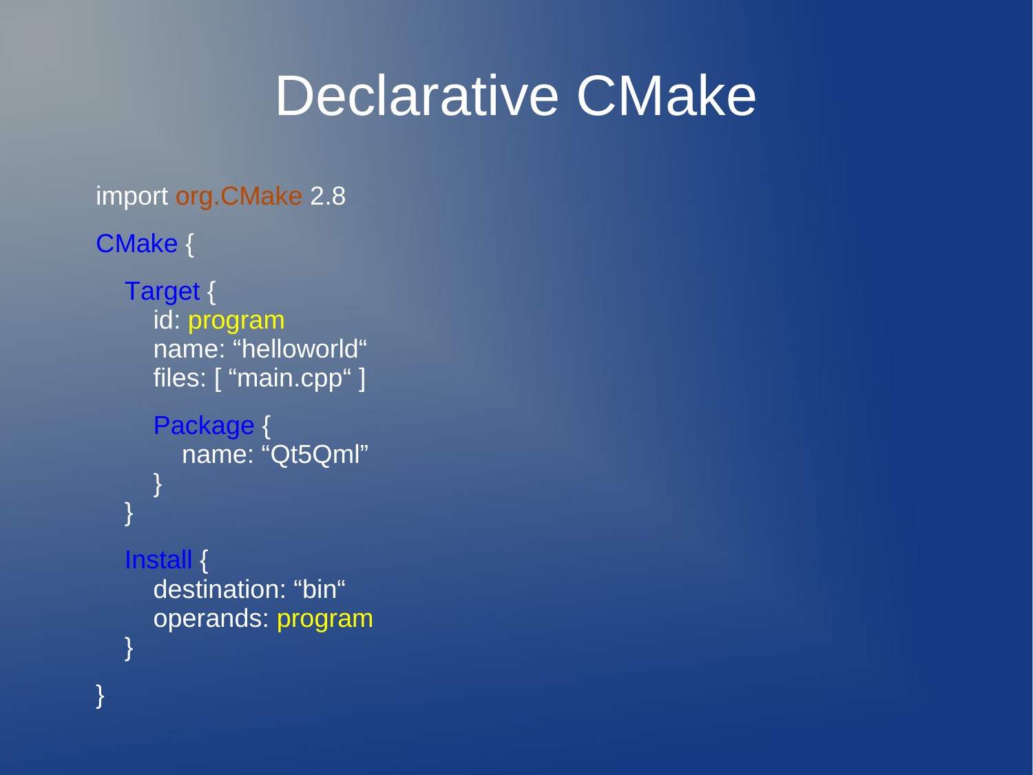# Declarative CMake

```
import org.CMake 2.8

CMake {

   Target {
      id: program
      name: “helloworld“
      files: [ “main.cpp“ ]

      Package {
         name: “Qt5Qml”
      }
   }

   Install {
      destination: “bin“
      operands: program
   }

}
```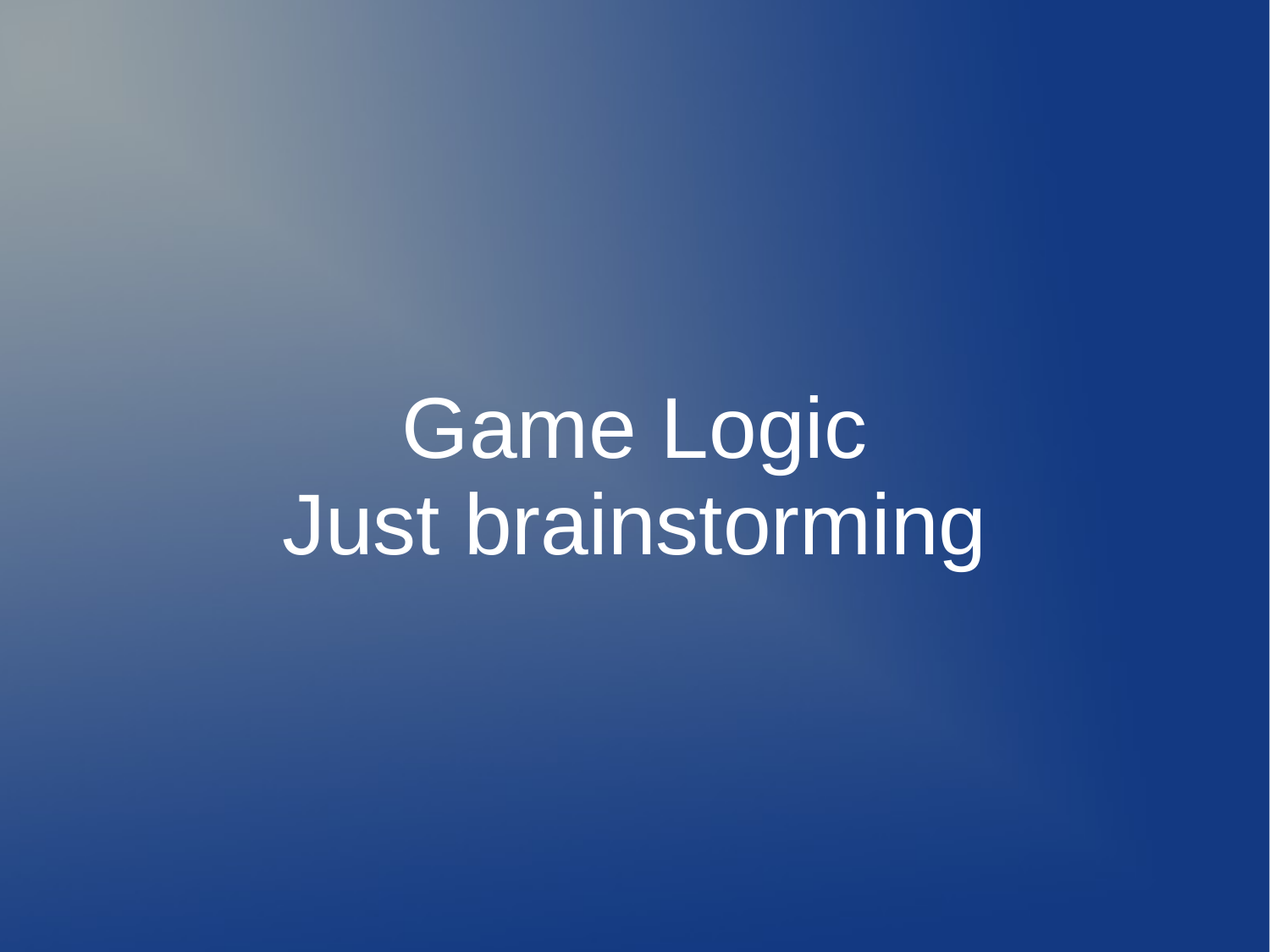# Game Logic
Just brainstorming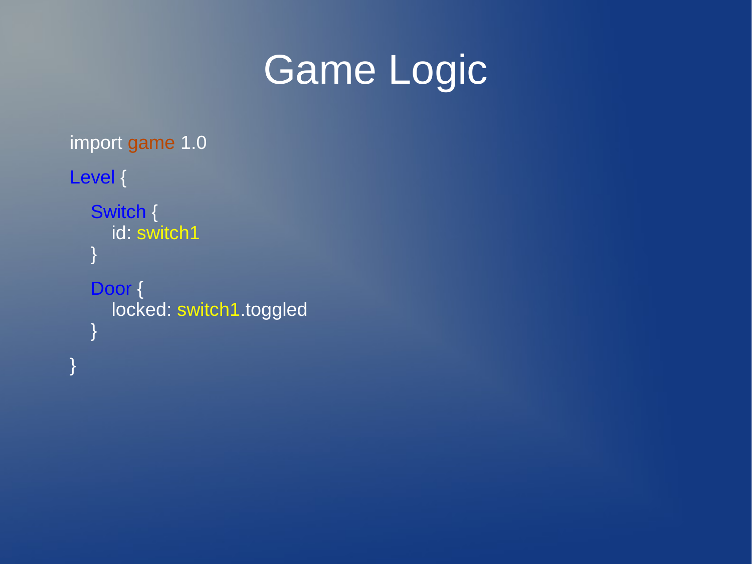# Game Logic

```
import game 1.0

Level {

    Switch {
        id: switch1
    }

    Door {
        locked: switch1.toggled
    }

}
```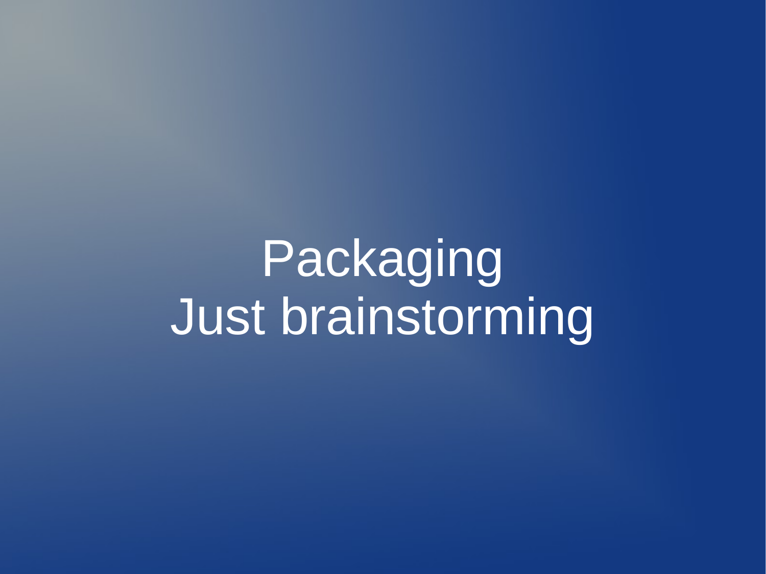# Packaging
# Just brainstorming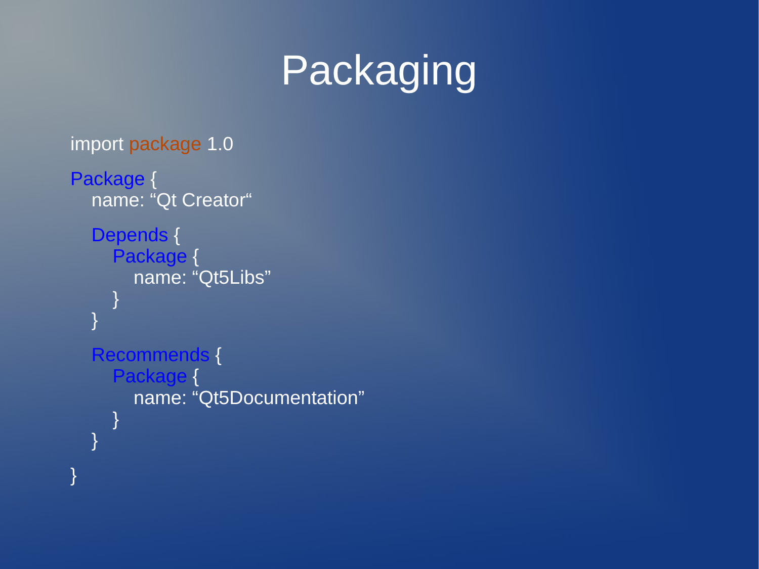# Packaging

```
import package 1.0

Package {
   name: “Qt Creator“

   Depends {
      Package {
         name: “Qt5Libs”
      }
   }

   Recommends {
      Package {
         name: “Qt5Documentation”
      }
   }

}
```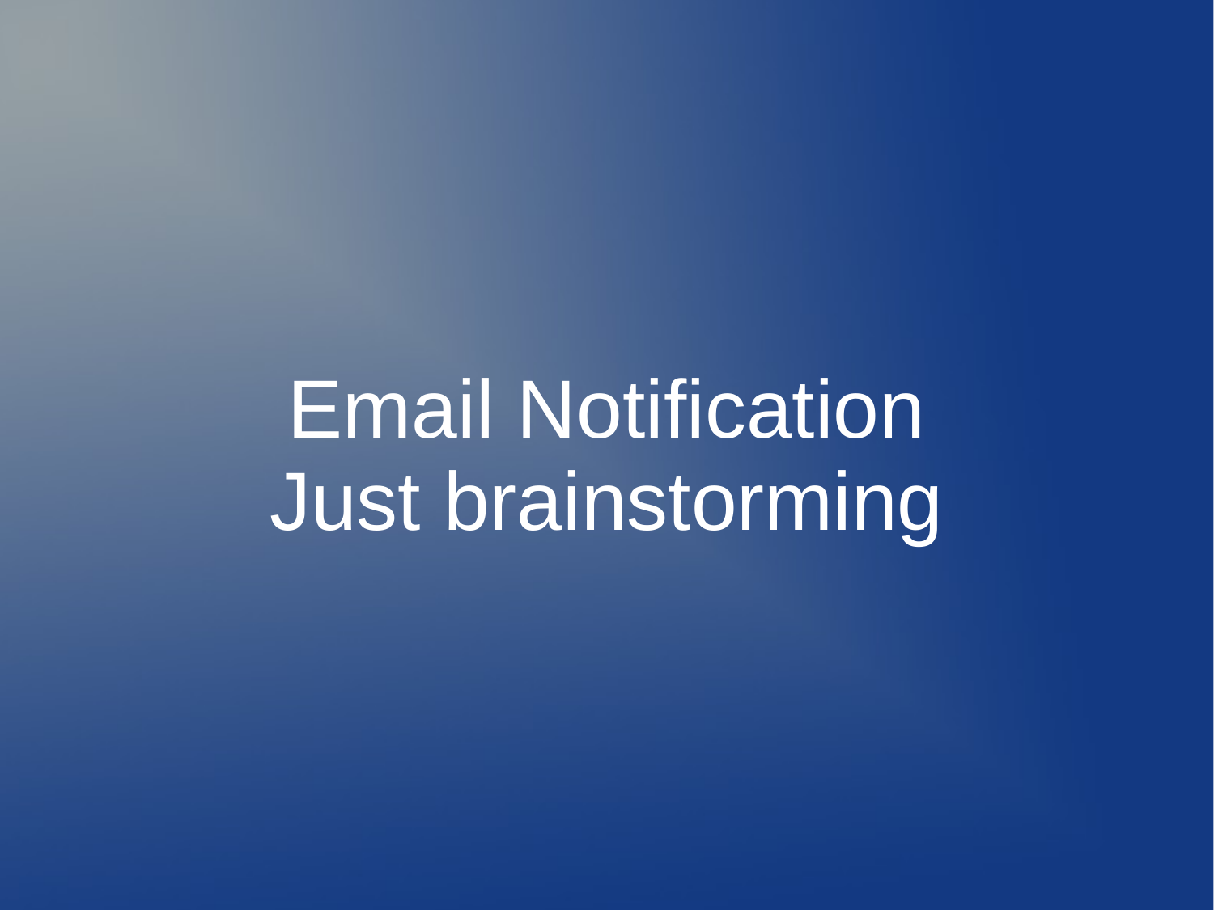# Email Notification
# Just brainstorming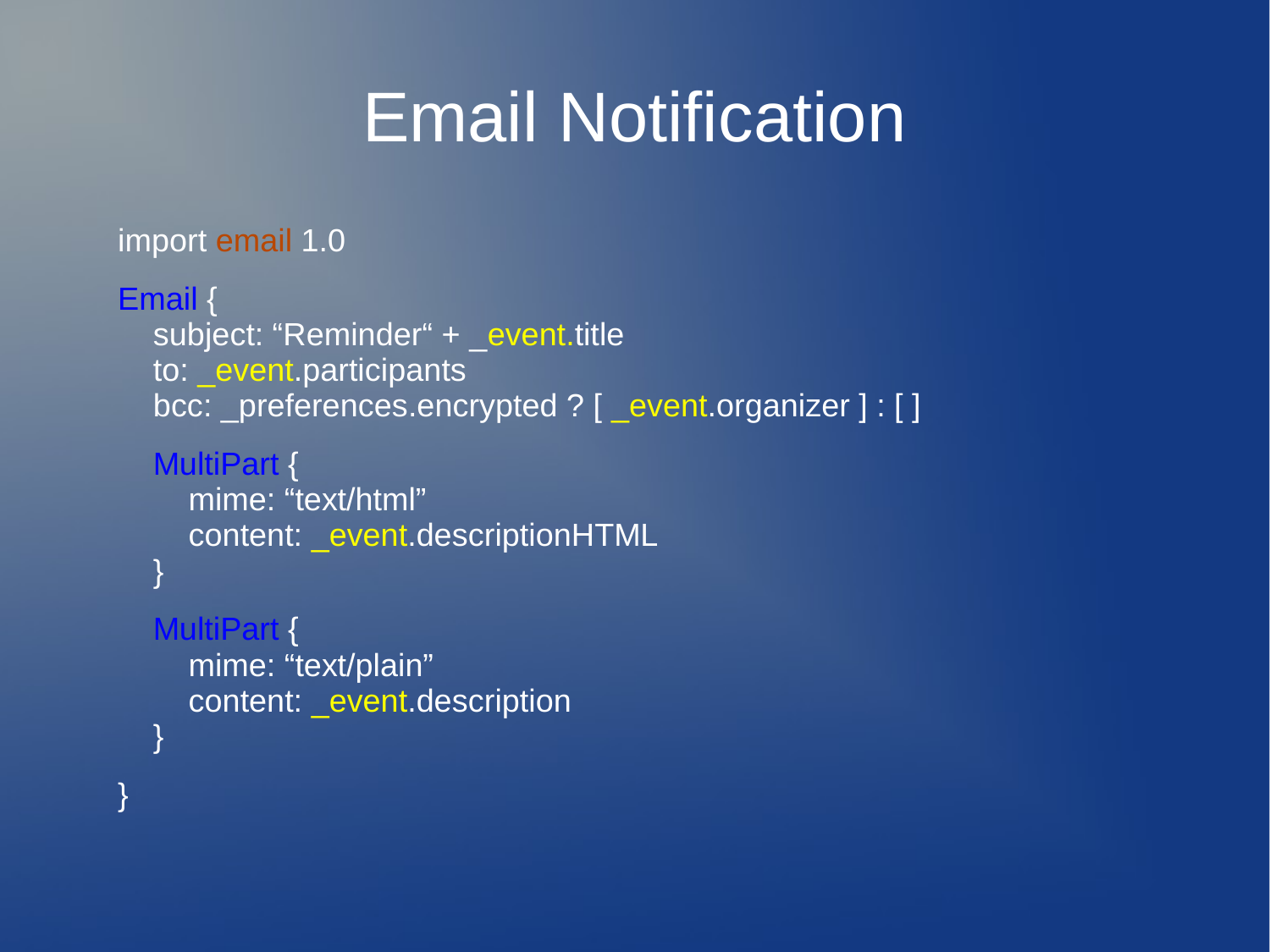# Email Notification

```
import email 1.0

Email {
   subject: “Reminder“ + _event.title
   to: _event.participants
   bcc: _preferences.encrypted ? [ _event.organizer ] : [ ]

   MultiPart {
      mime: “text/html”
      content: _event.descriptionHTML
   }

   MultiPart {
      mime: “text/plain”
      content: _event.description
   }

}
```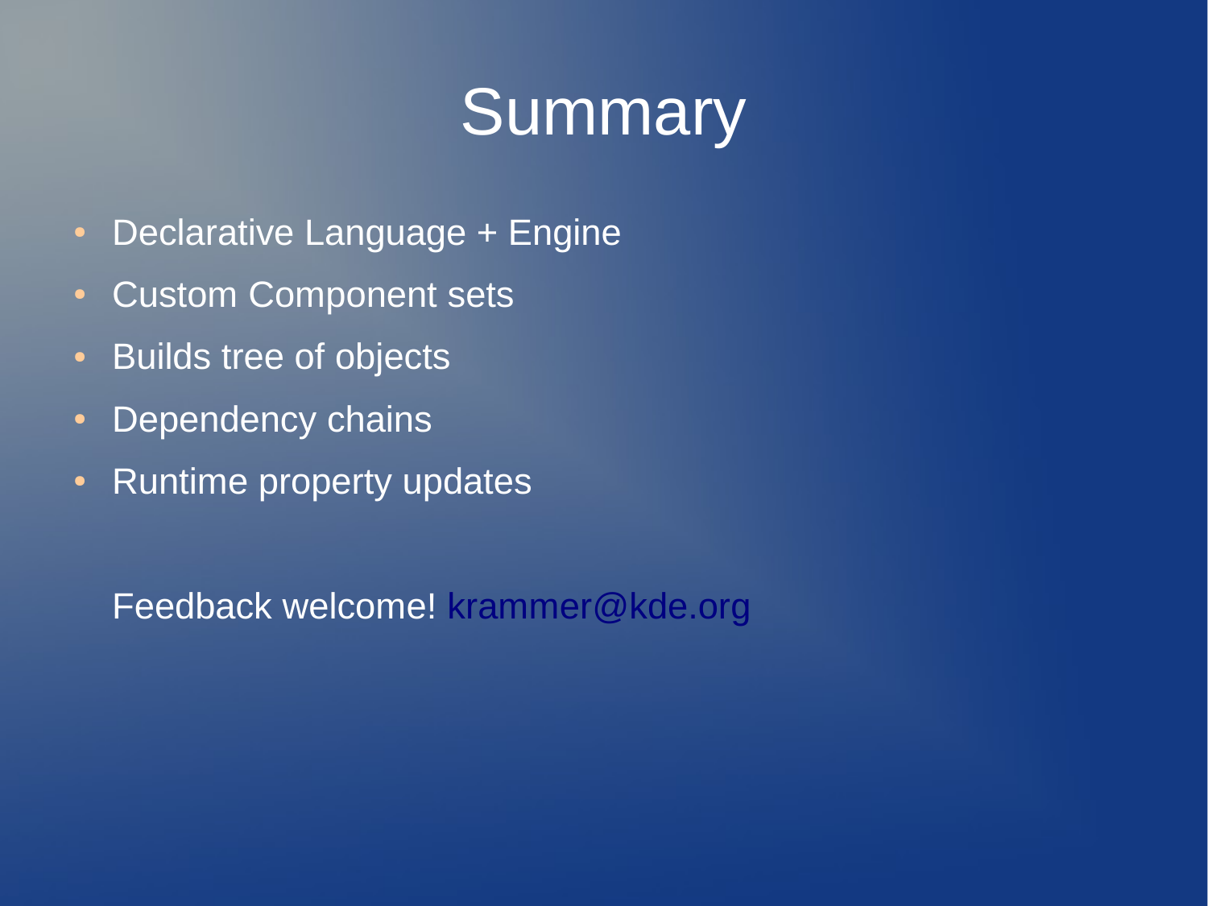# Summary

- Declarative Language + Engine
- Custom Component sets
- Builds tree of objects
- Dependency chains
- Runtime property updates

Feedback welcome! krammer@kde.org